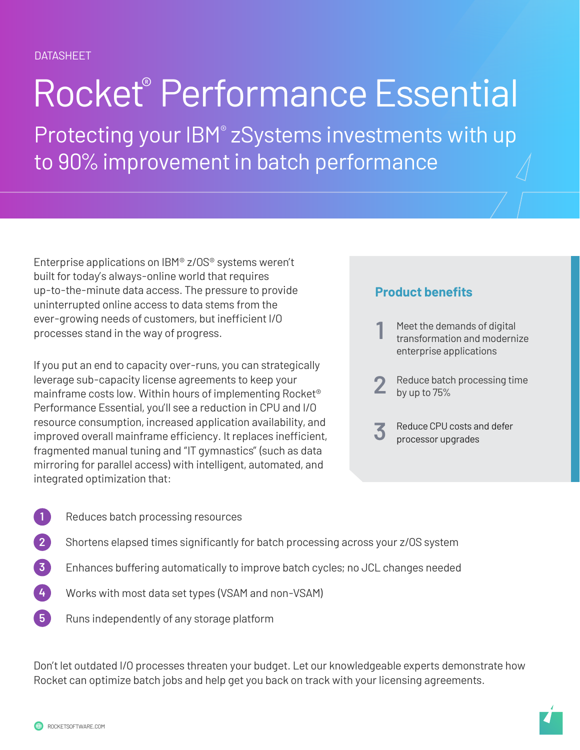DATASHEET

# Rocket® Performance Essential

## Protecting your IBM® zSystems investments with up to 90% improvement in batch performance

Enterprise applications on IBM® z/OS® systems weren't built for today's always-online world that requires up-to-the-minute data access. The pressure to provide uninterrupted online access to data stems from the ever-growing needs of customers, but inefficient I/O processes stand in the way of progress.

If you put an end to capacity over-runs, you can strategically leverage sub-capacity license agreements to keep your mainframe costs low. Within hours of implementing Rocket® Performance Essential, you'll see a reduction in CPU and I/O resource consumption, increased application availability, and improved overall mainframe efficiency. It replaces inefficient, fragmented manual tuning and "IT gymnastics" (such as data mirroring for parallel access) with intelligent, automated, and integrated optimization that:

1. Reduces batch processing resources
2. Shortens elapsed times significantly for batch processing across your z/OS system
3. Enhances buffering automatically to improve batch cycles; no JCL changes needed
4. Works with most data set types (VSAM and non-VSAM)
5. Runs independently of any storage platform

### Product benefits

1. Meet the demands of digital transformation and modernize enterprise applications
2. Reduce batch processing time by up to 75%
3. Reduce CPU costs and defer processor upgrades

Don't let outdated I/O processes threaten your budget. Let our knowledgeable experts demonstrate how Rocket can optimize batch jobs and help get you back on track with your licensing agreements.

ROCKETSOFTWARE.COM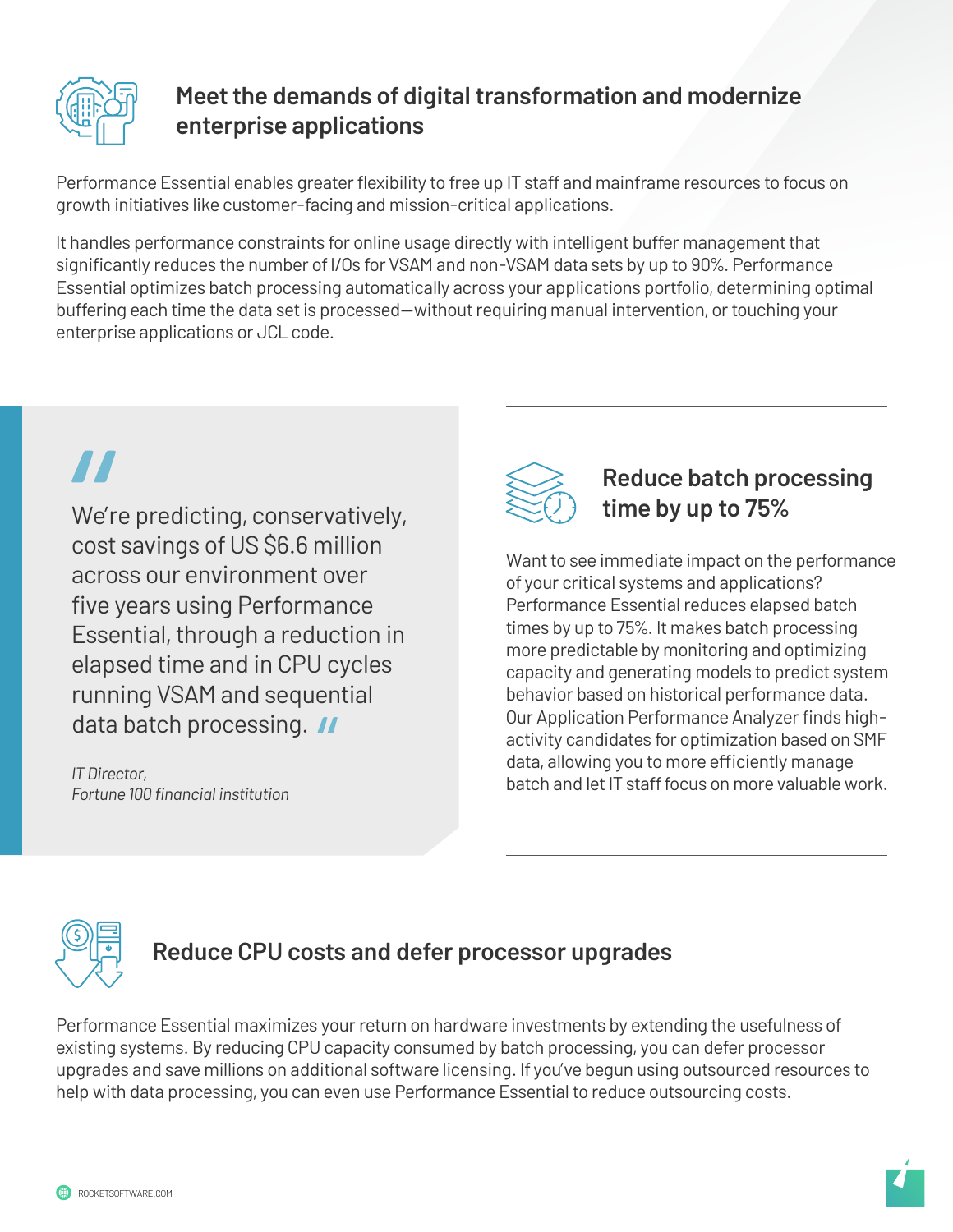## Meet the demands of digital transformation and modernize enterprise applications

Performance Essential enables greater flexibility to free up IT staff and mainframe resources to focus on growth initiatives like customer-facing and mission-critical applications.

It handles performance constraints for online usage directly with intelligent buffer management that significantly reduces the number of I/Os for VSAM and non-VSAM data sets by up to 90%. Performance Essential optimizes batch processing automatically across your applications portfolio, determining optimal buffering each time the data set is processed—without requiring manual intervention, or touching your enterprise applications or JCL code.

> We're predicting, conservatively, cost savings of US $6.6 million across our environment over five years using Performance Essential, through a reduction in elapsed time and in CPU cycles running VSAM and sequential data batch processing.
>
> *IT Director,*
> *Fortune 100 financial institution*

## Reduce batch processing time by up to 75%

Want to see immediate impact on the performance of your critical systems and applications? Performance Essential reduces elapsed batch times by up to 75%. It makes batch processing more predictable by monitoring and optimizing capacity and generating models to predict system behavior based on historical performance data. Our Application Performance Analyzer finds high-activity candidates for optimization based on SMF data, allowing you to more efficiently manage batch and let IT staff focus on more valuable work.

## Reduce CPU costs and defer processor upgrades

Performance Essential maximizes your return on hardware investments by extending the usefulness of existing systems. By reducing CPU capacity consumed by batch processing, you can defer processor upgrades and save millions on additional software licensing. If you've begun using outsourced resources to help with data processing, you can even use Performance Essential to reduce outsourcing costs.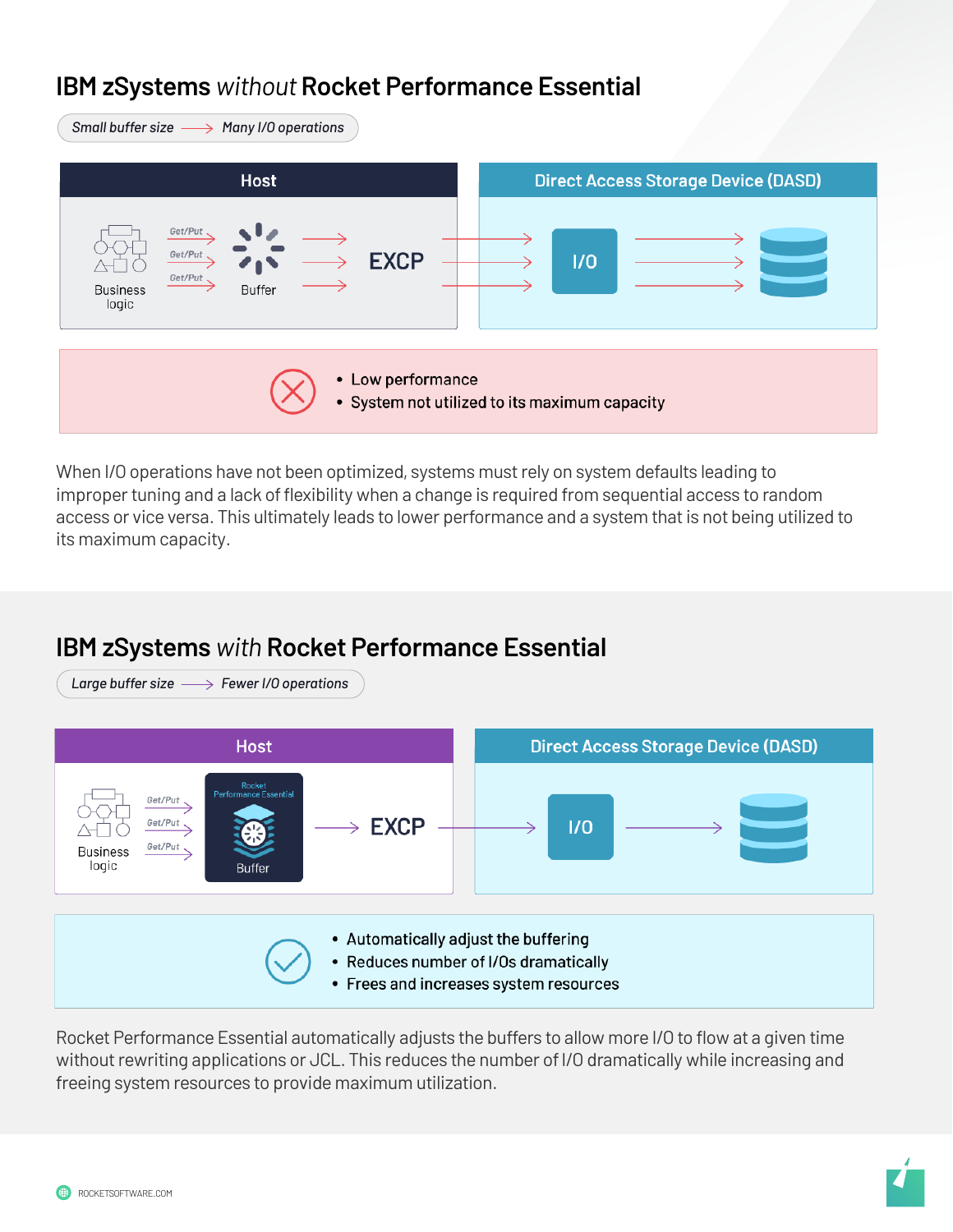## IBM zSystems *without* Rocket Performance Essential

*Small buffer size → Many I/O operations*

**Host**

Business logic → Get/Put → Buffer → EXCP

**Direct Access Storage Device (DASD)**

I/O

- Low performance
- System not utilized to its maximum capacity

When I/O operations have not been optimized, systems must rely on system defaults leading to improper tuning and a lack of flexibility when a change is required from sequential access to random access or vice versa. This ultimately leads to lower performance and a system that is not being utilized to its maximum capacity.

## IBM zSystems *with* Rocket Performance Essential

*Large buffer size → Fewer I/O operations*

**Host**

Business logic → Get/Put → Rocket Performance Essential Buffer → EXCP

**Direct Access Storage Device (DASD)**

I/O

- Automatically adjust the buffering
- Reduces number of I/Os dramatically
- Frees and increases system resources

Rocket Performance Essential automatically adjusts the buffers to allow more I/O to flow at a given time without rewriting applications or JCL. This reduces the number of I/O dramatically while increasing and freeing system resources to provide maximum utilization.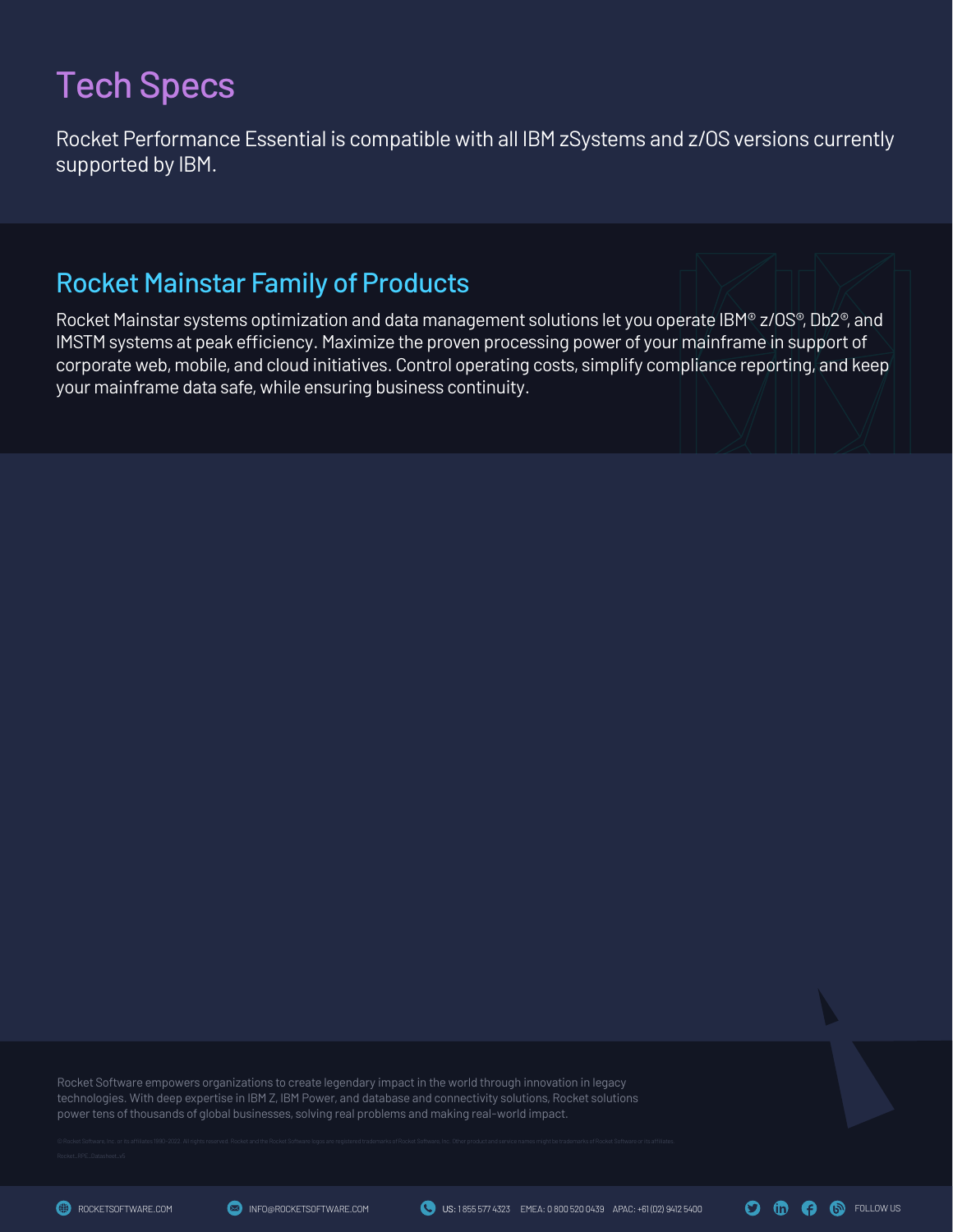## Tech Specs

Rocket Performance Essential is compatible with all IBM zSystems and z/OS versions currently supported by IBM.

## Rocket Mainstar Family of Products

Rocket Mainstar systems optimization and data management solutions let you operate IBM® z/OS®, Db2®, and IMSTM systems at peak efficiency. Maximize the proven processing power of your mainframe in support of corporate web, mobile, and cloud initiatives. Control operating costs, simplify compliance reporting, and keep your mainframe data safe, while ensuring business continuity.

Rocket Software empowers organizations to create legendary impact in the world through innovation in legacy technologies. With deep expertise in IBM Z, IBM Power, and database and connectivity solutions, Rocket solutions power tens of thousands of global businesses, solving real problems and making real-world impact.

© Rocket Software, Inc. or its affiliates 1990–2022. All rights reserved. Rocket and the Rocket Software logos are registered trademarks of Rocket Software, Inc. Other product and service names might be trademarks of Rocket Software or its affiliates.

Rocket_RPE_Datasheet_v5

ROCKETSOFTWARE.COM INFO@ROCKETSOFTWARE.COM US: 1 855 577 4323 EMEA: 0 800 520 0439 APAC: +61 (02) 9412 5400 FOLLOW US